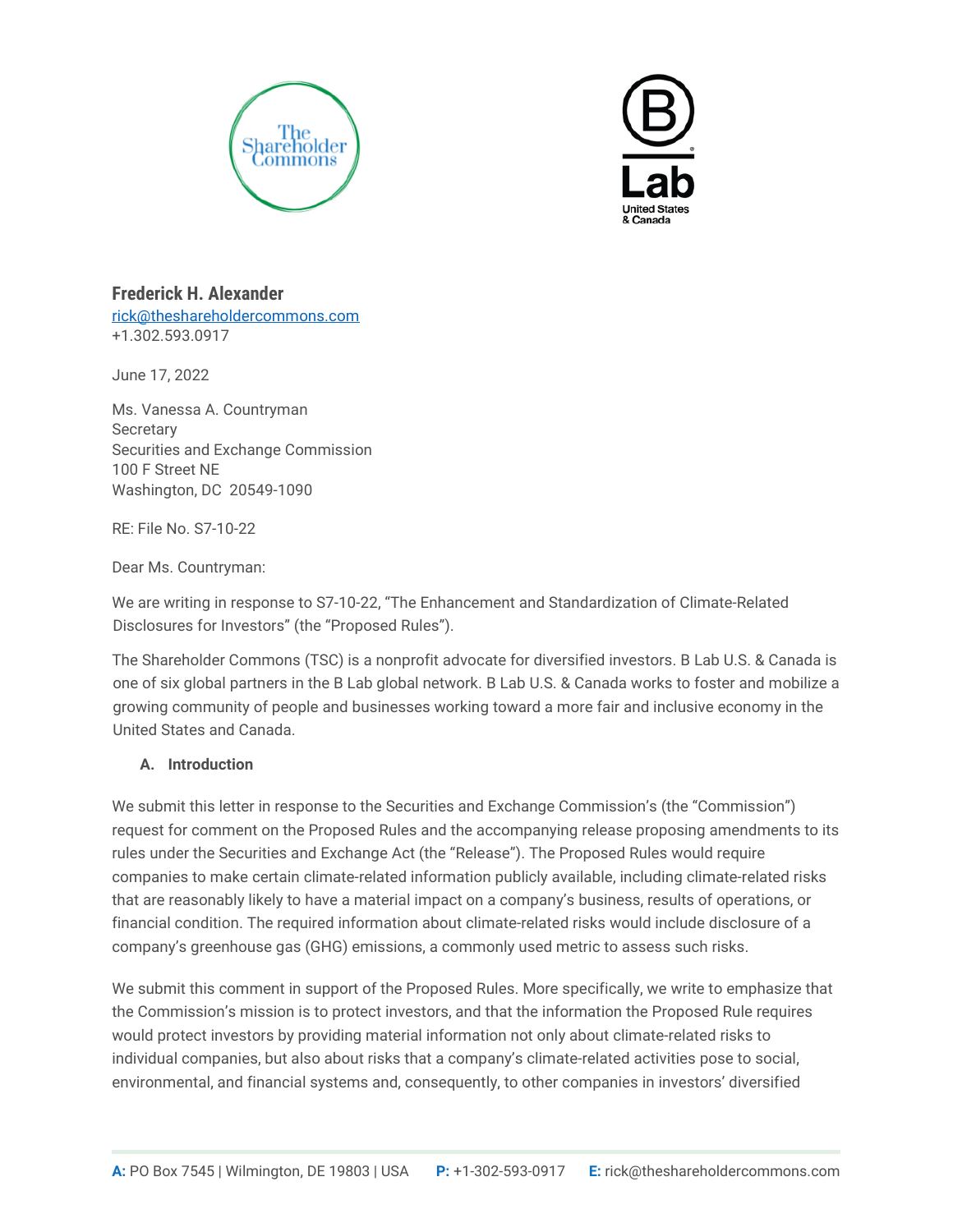**Frederick H. Alexander**
rick@theshareholdercommons.com
+1.302.593.0917

June 17, 2022

Ms. Vanessa A. Countryman
Secretary
Securities and Exchange Commission
100 F Street NE
Washington, DC 20549-1090

RE: File No. S7-10-22

Dear Ms. Countryman:

We are writing in response to S7-10-22, "The Enhancement and Standardization of Climate-Related Disclosures for Investors" (the "Proposed Rules").

The Shareholder Commons (TSC) is a nonprofit advocate for diversified investors. B Lab U.S. & Canada is one of six global partners in the B Lab global network. B Lab U.S. & Canada works to foster and mobilize a growing community of people and businesses working toward a more fair and inclusive economy in the United States and Canada.

## A. Introduction

We submit this letter in response to the Securities and Exchange Commission's (the "Commission") request for comment on the Proposed Rules and the accompanying release proposing amendments to its rules under the Securities and Exchange Act (the "Release"). The Proposed Rules would require companies to make certain climate-related information publicly available, including climate-related risks that are reasonably likely to have a material impact on a company's business, results of operations, or financial condition. The required information about climate-related risks would include disclosure of a company's greenhouse gas (GHG) emissions, a commonly used metric to assess such risks.

We submit this comment in support of the Proposed Rules. More specifically, we write to emphasize that the Commission's mission is to protect investors, and that the information the Proposed Rule requires would protect investors by providing material information not only about climate-related risks to individual companies, but also about risks that a company's climate-related activities pose to social, environmental, and financial systems and, consequently, to other companies in investors' diversified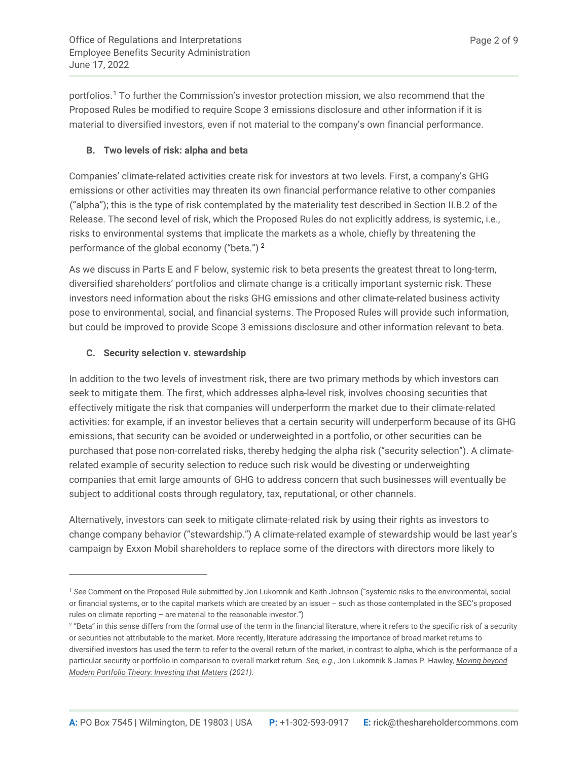portfolios.[1] To further the Commission's investor protection mission, we also recommend that the Proposed Rules be modified to require Scope 3 emissions disclosure and other information if it is material to diversified investors, even if not material to the company's own financial performance.

### B. Two levels of risk: alpha and beta

Companies' climate-related activities create risk for investors at two levels. First, a company's GHG emissions or other activities may threaten its own financial performance relative to other companies ("alpha"); this is the type of risk contemplated by the materiality test described in Section II.B.2 of the Release. The second level of risk, which the Proposed Rules do not explicitly address, is systemic, i.e., risks to environmental systems that implicate the markets as a whole, chiefly by threatening the performance of the global economy ("beta.") [2]

As we discuss in Parts E and F below, systemic risk to beta presents the greatest threat to long-term, diversified shareholders' portfolios and climate change is a critically important systemic risk. These investors need information about the risks GHG emissions and other climate-related business activity pose to environmental, social, and financial systems. The Proposed Rules will provide such information, but could be improved to provide Scope 3 emissions disclosure and other information relevant to beta.

### C. Security selection v. stewardship

In addition to the two levels of investment risk, there are two primary methods by which investors can seek to mitigate them. The first, which addresses alpha-level risk, involves choosing securities that effectively mitigate the risk that companies will underperform the market due to their climate-related activities: for example, if an investor believes that a certain security will underperform because of its GHG emissions, that security can be avoided or underweighted in a portfolio, or other securities can be purchased that pose non-correlated risks, thereby hedging the alpha risk ("security selection"). A climate-related example of security selection to reduce such risk would be divesting or underweighting companies that emit large amounts of GHG to address concern that such businesses will eventually be subject to additional costs through regulatory, tax, reputational, or other channels.

Alternatively, investors can seek to mitigate climate-related risk by using their rights as investors to change company behavior ("stewardship.") A climate-related example of stewardship would be last year's campaign by Exxon Mobil shareholders to replace some of the directors with directors more likely to

---

[1] *See* Comment on the Proposed Rule submitted by Jon Lukomnik and Keith Johnson ("systemic risks to the environmental, social or financial systems, or to the capital markets which are created by an issuer – such as those contemplated in the SEC's proposed rules on climate reporting – are material to the reasonable investor.")

[2] "Beta" in this sense differs from the formal use of the term in the financial literature, where it refers to the specific risk of a security or securities not attributable to the market. More recently, literature addressing the importance of broad market returns to diversified investors has used the term to refer to the overall return of the market, in contrast to alpha, which is the performance of a particular security or portfolio in comparison to overall market return. *See, e.g.,* Jon Lukomnik & James P. Hawley, *Moving beyond Modern Portfolio Theory: Investing that Matters (2021).*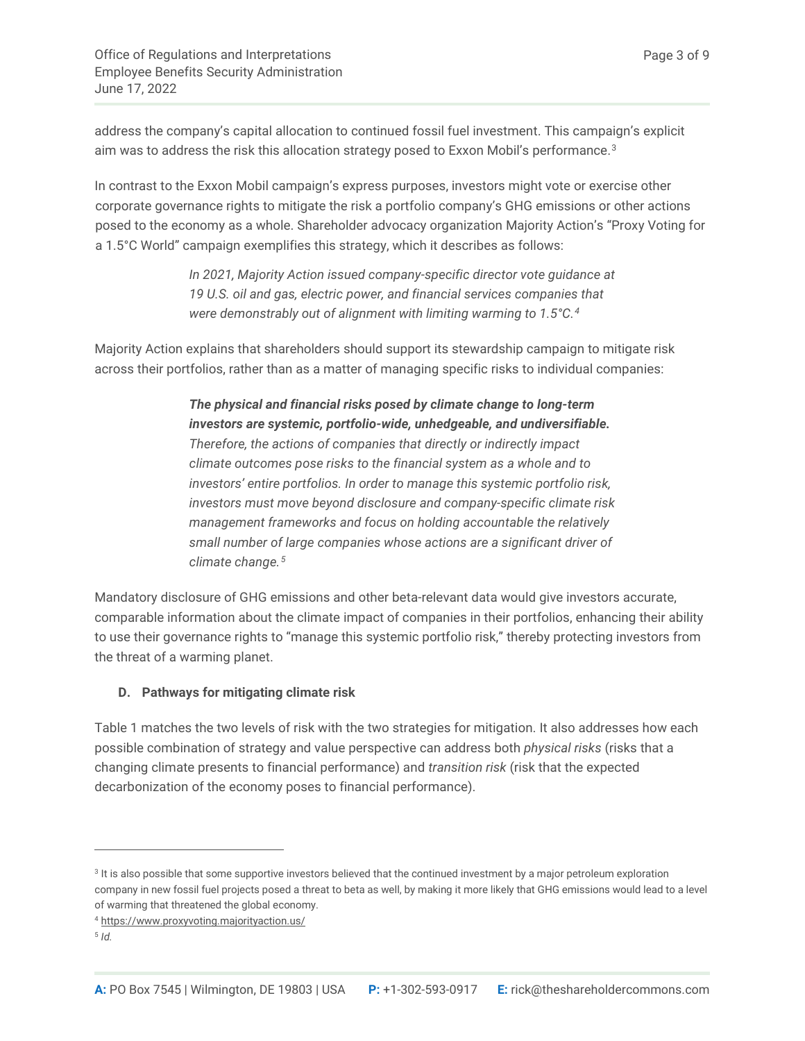address the company's capital allocation to continued fossil fuel investment. This campaign's explicit aim was to address the risk this allocation strategy posed to Exxon Mobil's performance.[3]

In contrast to the Exxon Mobil campaign's express purposes, investors might vote or exercise other corporate governance rights to mitigate the risk a portfolio company's GHG emissions or other actions posed to the economy as a whole. Shareholder advocacy organization Majority Action's "Proxy Voting for a 1.5°C World" campaign exemplifies this strategy, which it describes as follows:

> *In 2021, Majority Action issued company-specific director vote guidance at 19 U.S. oil and gas, electric power, and financial services companies that were demonstrably out of alignment with limiting warming to 1.5°C.*[4]

Majority Action explains that shareholders should support its stewardship campaign to mitigate risk across their portfolios, rather than as a matter of managing specific risks to individual companies:

> ***The physical and financial risks posed by climate change to long-term investors are systemic, portfolio-wide, unhedgeable, and undiversifiable.*** *Therefore, the actions of companies that directly or indirectly impact climate outcomes pose risks to the financial system as a whole and to investors' entire portfolios. In order to manage this systemic portfolio risk, investors must move beyond disclosure and company-specific climate risk management frameworks and focus on holding accountable the relatively small number of large companies whose actions are a significant driver of climate change.*[5]

Mandatory disclosure of GHG emissions and other beta-relevant data would give investors accurate, comparable information about the climate impact of companies in their portfolios, enhancing their ability to use their governance rights to "manage this systemic portfolio risk," thereby protecting investors from the threat of a warming planet.

### D. Pathways for mitigating climate risk

Table 1 matches the two levels of risk with the two strategies for mitigation. It also addresses how each possible combination of strategy and value perspective can address both *physical risks* (risks that a changing climate presents to financial performance) and *transition risk* (risk that the expected decarbonization of the economy poses to financial performance).

---

[3] It is also possible that some supportive investors believed that the continued investment by a major petroleum exploration company in new fossil fuel projects posed a threat to beta as well, by making it more likely that GHG emissions would lead to a level of warming that threatened the global economy.

[4] https://www.proxyvoting.majorityaction.us/

[5] *Id.*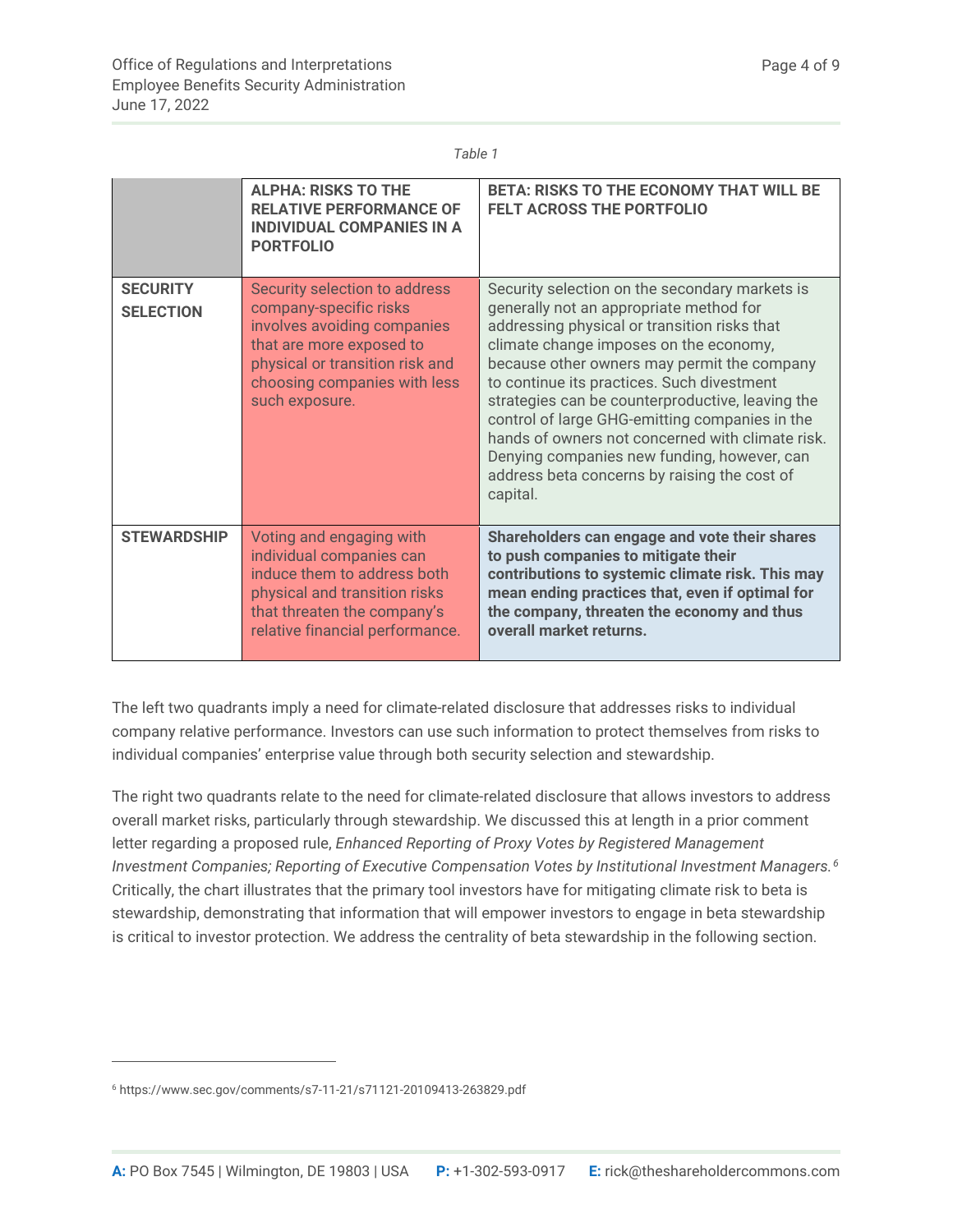*Table 1*

| | **ALPHA: RISKS TO THE RELATIVE PERFORMANCE OF INDIVIDUAL COMPANIES IN A PORTFOLIO** | **BETA: RISKS TO THE ECONOMY THAT WILL BE FELT ACROSS THE PORTFOLIO** |
|---|---|---|
| **SECURITY SELECTION** | Security selection to address company-specific risks involves avoiding companies that are more exposed to physical or transition risk and choosing companies with less such exposure. | Security selection on the secondary markets is generally not an appropriate method for addressing physical or transition risks that climate change imposes on the economy, because other owners may permit the company to continue its practices. Such divestment strategies can be counterproductive, leaving the control of large GHG-emitting companies in the hands of owners not concerned with climate risk. Denying companies new funding, however, can address beta concerns by raising the cost of capital. |
| **STEWARDSHIP** | Voting and engaging with individual companies can induce them to address both physical and transition risks that threaten the company's relative financial performance. | **Shareholders can engage and vote their shares to push companies to mitigate their contributions to systemic climate risk. This may mean ending practices that, even if optimal for the company, threaten the economy and thus overall market returns.** |

The left two quadrants imply a need for climate-related disclosure that addresses risks to individual company relative performance. Investors can use such information to protect themselves from risks to individual companies' enterprise value through both security selection and stewardship.

The right two quadrants relate to the need for climate-related disclosure that allows investors to address overall market risks, particularly through stewardship. We discussed this at length in a prior comment letter regarding a proposed rule, *Enhanced Reporting of Proxy Votes by Registered Management Investment Companies; Reporting of Executive Compensation Votes by Institutional Investment Managers.*[6] Critically, the chart illustrates that the primary tool investors have for mitigating climate risk to beta is stewardship, demonstrating that information that will empower investors to engage in beta stewardship is critical to investor protection. We address the centrality of beta stewardship in the following section.

---

[6] https://www.sec.gov/comments/s7-11-21/s71121-20109413-263829.pdf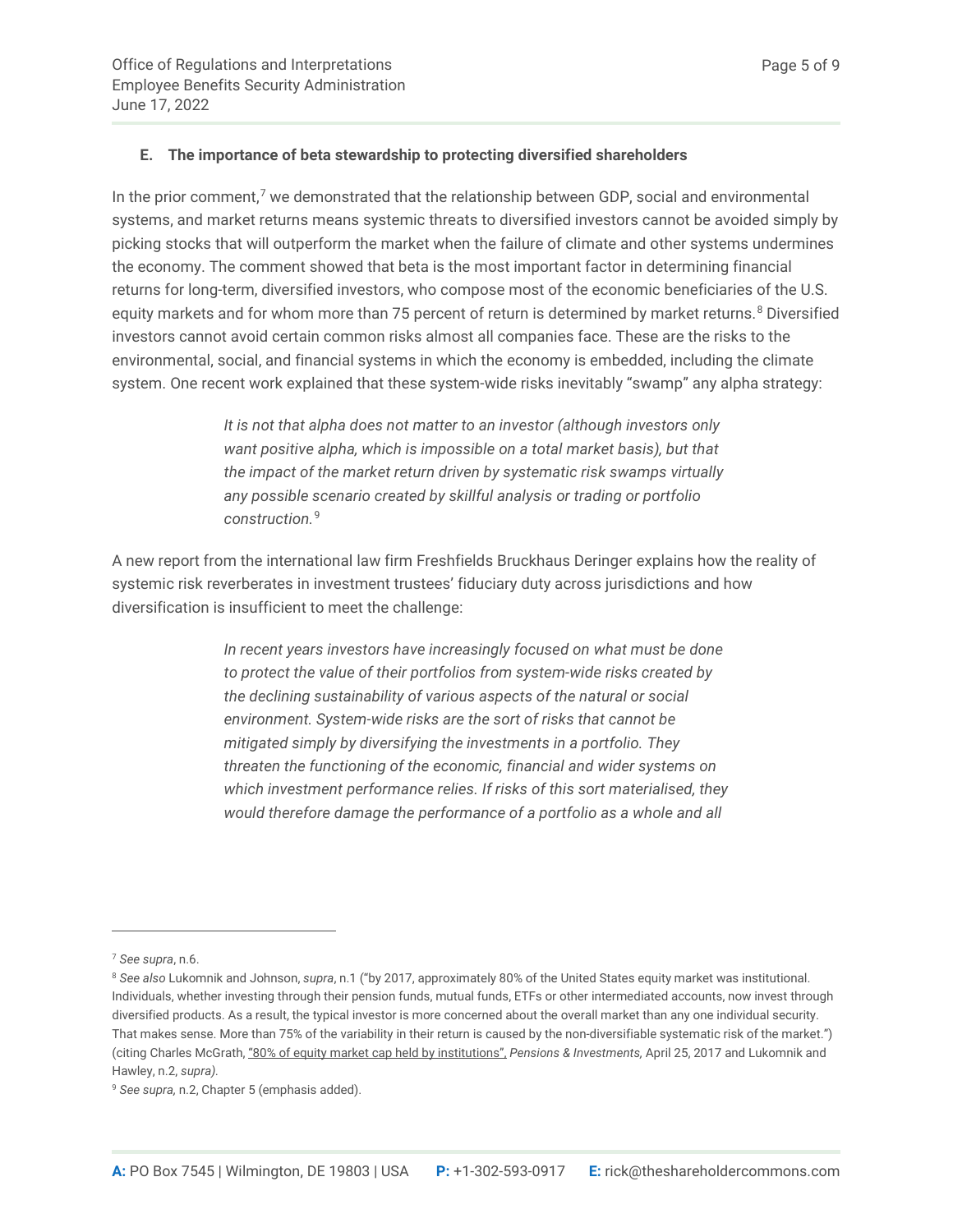### E. The importance of beta stewardship to protecting diversified shareholders

In the prior comment,[7] we demonstrated that the relationship between GDP, social and environmental systems, and market returns means systemic threats to diversified investors cannot be avoided simply by picking stocks that will outperform the market when the failure of climate and other systems undermines the economy. The comment showed that beta is the most important factor in determining financial returns for long-term, diversified investors, who compose most of the economic beneficiaries of the U.S. equity markets and for whom more than 75 percent of return is determined by market returns.[8] Diversified investors cannot avoid certain common risks almost all companies face. These are the risks to the environmental, social, and financial systems in which the economy is embedded, including the climate system. One recent work explained that these system-wide risks inevitably "swamp" any alpha strategy:

> *It is not that alpha does not matter to an investor (although investors only want positive alpha, which is impossible on a total market basis), but that the impact of the market return driven by systematic risk swamps virtually any possible scenario created by skillful analysis or trading or portfolio construction.*[9]

A new report from the international law firm Freshfields Bruckhaus Deringer explains how the reality of systemic risk reverberates in investment trustees' fiduciary duty across jurisdictions and how diversification is insufficient to meet the challenge:

> *In recent years investors have increasingly focused on what must be done to protect the value of their portfolios from system-wide risks created by the declining sustainability of various aspects of the natural or social environment. System-wide risks are the sort of risks that cannot be mitigated simply by diversifying the investments in a portfolio. They threaten the functioning of the economic, financial and wider systems on which investment performance relies. If risks of this sort materialised, they would therefore damage the performance of a portfolio as a whole and all*

---

[7] *See supra*, n.6.

[8] *See also* Lukomnik and Johnson, *supra*, n.1 ("by 2017, approximately 80% of the United States equity market was institutional. Individuals, whether investing through their pension funds, mutual funds, ETFs or other intermediated accounts, now invest through diversified products. As a result, the typical investor is more concerned about the overall market than any one individual security. That makes sense. More than 75% of the variability in their return is caused by the non-diversifiable systematic risk of the market.") (citing Charles McGrath, "80% of equity market cap held by institutions", *Pensions & Investments,* April 25, 2017 and Lukomnik and Hawley, n.2, *supra).*

[9] *See supra,* n.2, Chapter 5 (emphasis added).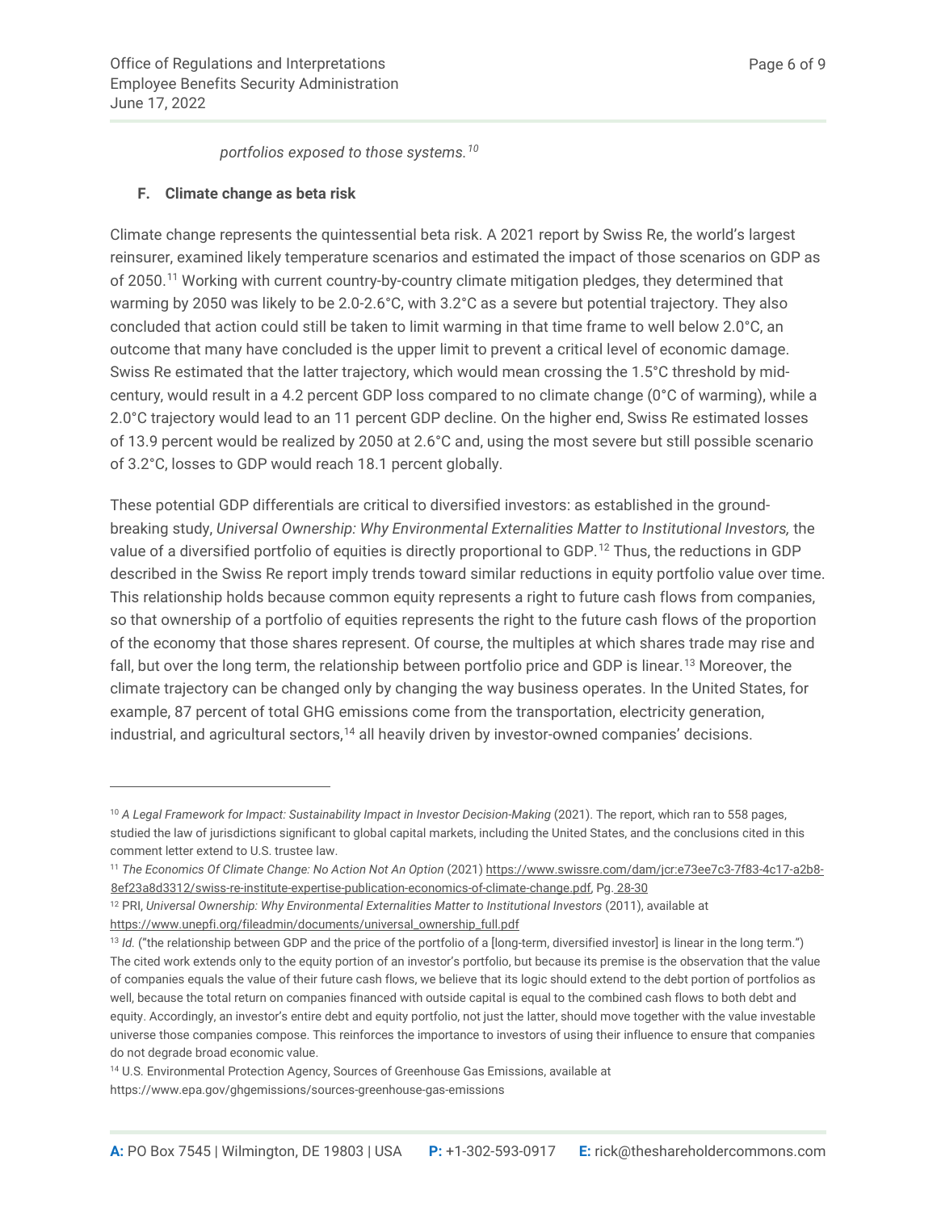*portfolios exposed to those systems.*[10]

### F. Climate change as beta risk

Climate change represents the quintessential beta risk. A 2021 report by Swiss Re, the world's largest reinsurer, examined likely temperature scenarios and estimated the impact of those scenarios on GDP as of 2050.[11] Working with current country-by-country climate mitigation pledges, they determined that warming by 2050 was likely to be 2.0-2.6°C, with 3.2°C as a severe but potential trajectory. They also concluded that action could still be taken to limit warming in that time frame to well below 2.0°C, an outcome that many have concluded is the upper limit to prevent a critical level of economic damage. Swiss Re estimated that the latter trajectory, which would mean crossing the 1.5°C threshold by mid-century, would result in a 4.2 percent GDP loss compared to no climate change (0°C of warming), while a 2.0°C trajectory would lead to an 11 percent GDP decline. On the higher end, Swiss Re estimated losses of 13.9 percent would be realized by 2050 at 2.6°C and, using the most severe but still possible scenario of 3.2°C, losses to GDP would reach 18.1 percent globally.

These potential GDP differentials are critical to diversified investors: as established in the ground-breaking study, *Universal Ownership: Why Environmental Externalities Matter to Institutional Investors,* the value of a diversified portfolio of equities is directly proportional to GDP.[12] Thus, the reductions in GDP described in the Swiss Re report imply trends toward similar reductions in equity portfolio value over time. This relationship holds because common equity represents a right to future cash flows from companies, so that ownership of a portfolio of equities represents the right to the future cash flows of the proportion of the economy that those shares represent. Of course, the multiples at which shares trade may rise and fall, but over the long term, the relationship between portfolio price and GDP is linear.[13] Moreover, the climate trajectory can be changed only by changing the way business operates. In the United States, for example, 87 percent of total GHG emissions come from the transportation, electricity generation, industrial, and agricultural sectors,[14] all heavily driven by investor-owned companies' decisions.

---

[10] *A Legal Framework for Impact: Sustainability Impact in Investor Decision-Making* (2021). The report, which ran to 558 pages, studied the law of jurisdictions significant to global capital markets, including the United States, and the conclusions cited in this comment letter extend to U.S. trustee law.

[11] *The Economics Of Climate Change: No Action Not An Option* (2021) https://www.swissre.com/dam/jcr:e73ee7c3-7f83-4c17-a2b8-8ef23a8d3312/swiss-re-institute-expertise-publication-economics-of-climate-change.pdf, Pg. 28-30

[12] PRI, *Universal Ownership: Why Environmental Externalities Matter to Institutional Investors* (2011), available at https://www.unepfi.org/fileadmin/documents/universal_ownership_full.pdf

[13] *Id.* ("the relationship between GDP and the price of the portfolio of a [long-term, diversified investor] is linear in the long term.") The cited work extends only to the equity portion of an investor's portfolio, but because its premise is the observation that the value of companies equals the value of their future cash flows, we believe that its logic should extend to the debt portion of portfolios as well, because the total return on companies financed with outside capital is equal to the combined cash flows to both debt and equity. Accordingly, an investor's entire debt and equity portfolio, not just the latter, should move together with the value investable universe those companies compose. This reinforces the importance to investors of using their influence to ensure that companies do not degrade broad economic value.

[14] U.S. Environmental Protection Agency, Sources of Greenhouse Gas Emissions, available at https://www.epa.gov/ghgemissions/sources-greenhouse-gas-emissions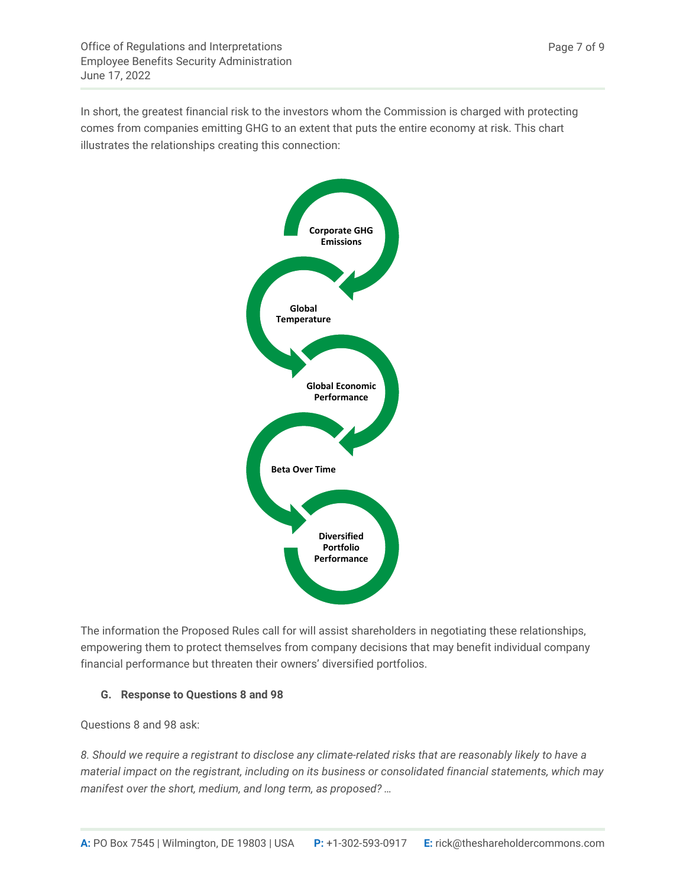In short, the greatest financial risk to the investors whom the Commission is charged with protecting comes from companies emitting GHG to an extent that puts the entire economy at risk. This chart illustrates the relationships creating this connection:

Corporate GHG Emissions

Global Temperature

Global Economic Performance

Beta Over Time

Diversified Portfolio Performance

The information the Proposed Rules call for will assist shareholders in negotiating these relationships, empowering them to protect themselves from company decisions that may benefit individual company financial performance but threaten their owners' diversified portfolios.

### G. Response to Questions 8 and 98

Questions 8 and 98 ask:

*8. Should we require a registrant to disclose any climate-related risks that are reasonably likely to have a material impact on the registrant, including on its business or consolidated financial statements, which may manifest over the short, medium, and long term, as proposed? …*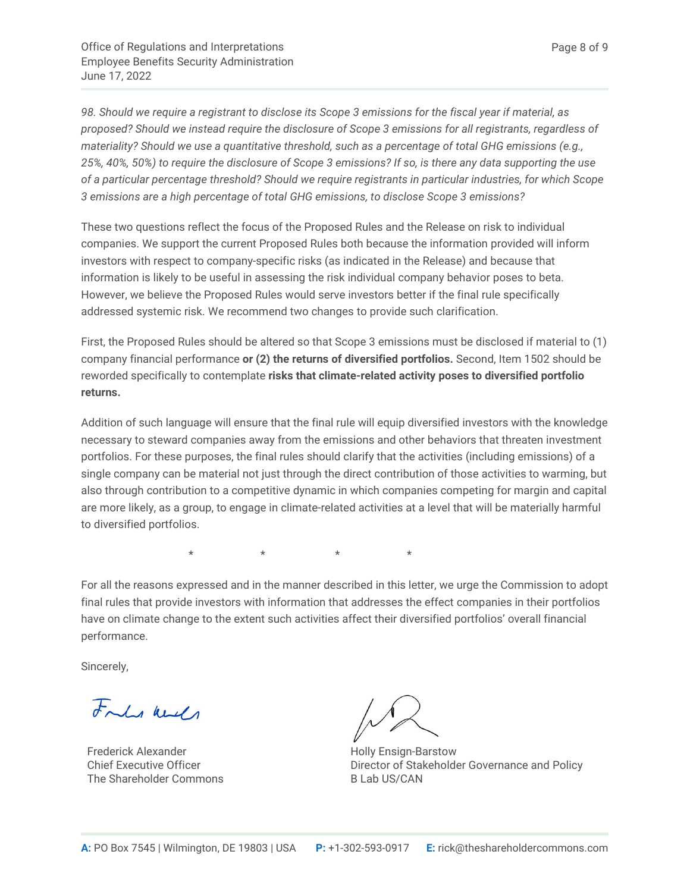*98. Should we require a registrant to disclose its Scope 3 emissions for the fiscal year if material, as proposed? Should we instead require the disclosure of Scope 3 emissions for all registrants, regardless of materiality? Should we use a quantitative threshold, such as a percentage of total GHG emissions (e.g., 25%, 40%, 50%) to require the disclosure of Scope 3 emissions? If so, is there any data supporting the use of a particular percentage threshold? Should we require registrants in particular industries, for which Scope 3 emissions are a high percentage of total GHG emissions, to disclose Scope 3 emissions?*

These two questions reflect the focus of the Proposed Rules and the Release on risk to individual companies. We support the current Proposed Rules both because the information provided will inform investors with respect to company-specific risks (as indicated in the Release) and because that information is likely to be useful in assessing the risk individual company behavior poses to beta. However, we believe the Proposed Rules would serve investors better if the final rule specifically addressed systemic risk. We recommend two changes to provide such clarification.

First, the Proposed Rules should be altered so that Scope 3 emissions must be disclosed if material to (1) company financial performance **or (2) the returns of diversified portfolios.** Second, Item 1502 should be reworded specifically to contemplate **risks that climate-related activity poses to diversified portfolio returns.**

Addition of such language will ensure that the final rule will equip diversified investors with the knowledge necessary to steward companies away from the emissions and other behaviors that threaten investment portfolios. For these purposes, the final rules should clarify that the activities (including emissions) of a single company can be material not just through the direct contribution of those activities to warming, but also through contribution to a competitive dynamic in which companies competing for margin and capital are more likely, as a group, to engage in climate-related activities at a level that will be materially harmful to diversified portfolios.

\*　　　\*　　　\*　　　\*

For all the reasons expressed and in the manner described in this letter, we urge the Commission to adopt final rules that provide investors with information that addresses the effect companies in their portfolios have on climate change to the extent such activities affect their diversified portfolios' overall financial performance.

Sincerely,

Frederick Alexander
Chief Executive Officer
The Shareholder Commons

Holly Ensign-Barstow
Director of Stakeholder Governance and Policy
B Lab US/CAN

**A:** PO Box 7545 | Wilmington, DE 19803 | USA **P:** +1-302-593-0917 **E:** rick@theshareholdercommons.com